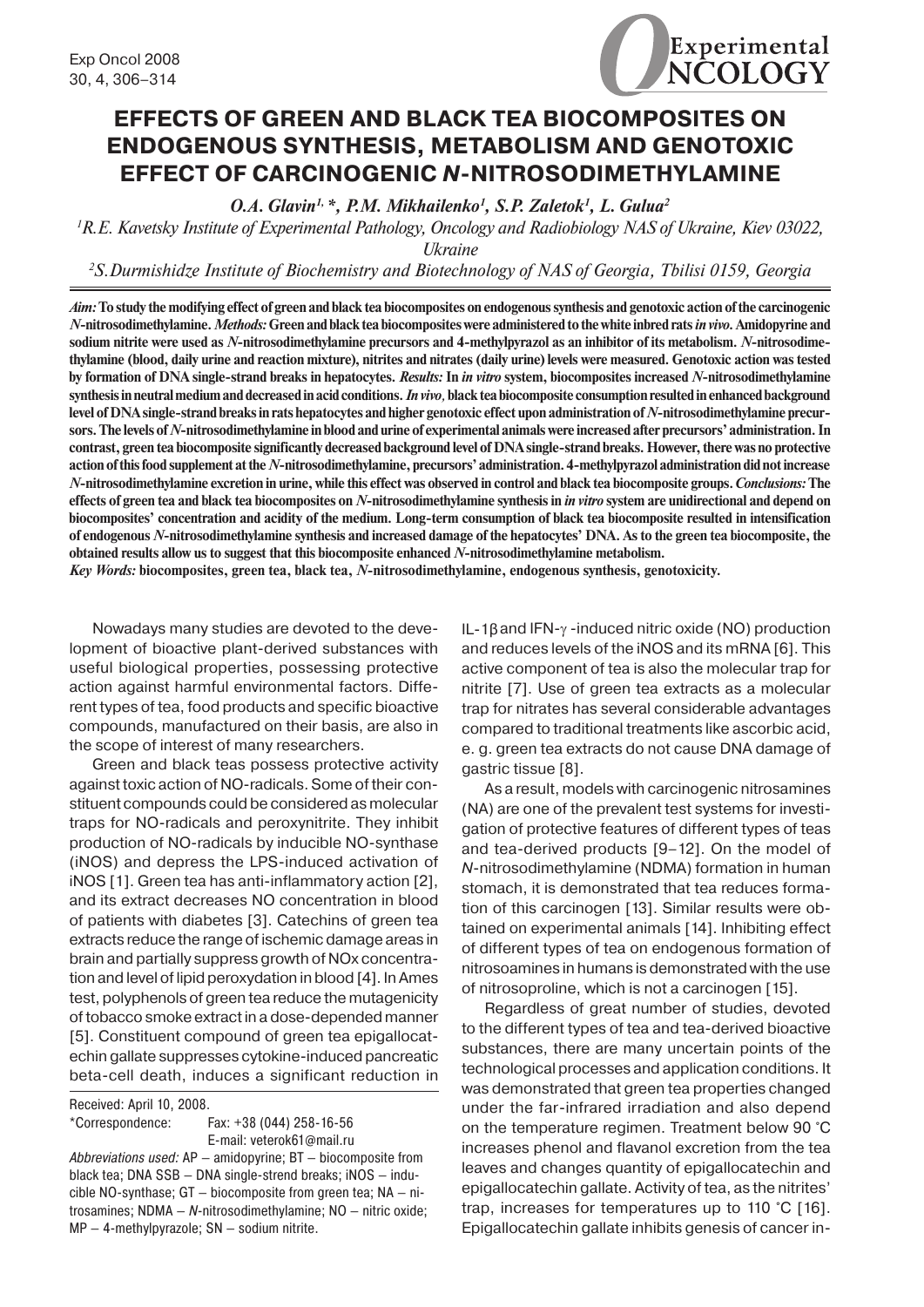# EFFECTS OF GREEN AND BLACK TEA BIOCOMPOSITES ON ENDOGENOUS SYNTHESIS, METABOLISM AND GENOTOXIC EFFECT OF CARCINOGENIC *N*-NITROSODIMETHYLAMINE

*O.A. Glavin*[1, *], *P.M. Mikhailenko*[1], *S.P. Zaletok*[1], *L. Gulua*[2]

[1]*R.E. Kavetsky Institute of Experimental Pathology, Oncology and Radiobiology NAS of Ukraine, Kiev 03022, Ukraine*

[2]*S.Durmishidze Institute of Biochemistry and Biotechnology of NAS of Georgia, Tbilisi 0159, Georgia*

***Aim:*** **To study the modifying effect of green and black tea biocomposites on endogenous synthesis and genotoxic action of the carcinogenic *N*-nitrosodimethylamine.** ***Methods:*** **Green and black tea biocomposites were administered to the white inbred rats *in vivo*. Amidopyrine and sodium nitrite were used as *N*-nitrosodimethylamine precursors and 4-methylpyrazol as an inhibitor of its metabolism. *N*-nitrosodimethylamine (blood, daily urine and reaction mixture), nitrites and nitrates (daily urine) levels were measured. Genotoxic action was tested by formation of DNA single-strand breaks in hepatocytes.** ***Results:*** **In *in vitro* system, biocomposites increased *N*-nitrosodimethylamine synthesis in neutral medium and decreased in acid conditions.** ***In vivo,*** **black tea biocomposite consumption resulted in enhanced background level of DNA single-strand breaks in rats hepatocytes and higher genotoxic effect upon administration of *N*-nitrosodimethylamine precursors. The levels of *N*-nitrosodimethylamine in blood and urine of experimental animals were increased after precursors' administration. In contrast, green tea biocomposite significantly decreased background level of DNA single-strand breaks. However, there was no protective action of this food supplement at the *N*-nitrosodimethylamine, precursors' administration. 4-methylpyrazol administration did not increase *N*-nitrosodimethylamine excretion in urine, while this effect was observed in control and black tea biocomposite groups.** ***Conclusions:*** **The effects of green tea and black tea biocomposites on *N*-nitrosodimethylamine synthesis in *in vitro* system are unidirectional and depend on biocomposites' concentration and acidity of the medium. Long-term consumption of black tea biocomposite resulted in intensification of endogenous *N*-nitrosodimethylamine synthesis and increased damage of the hepatocytes' DNA. As to the green tea biocomposite, the obtained results allow us to suggest that this biocomposite enhanced *N*-nitrosodimethylamine metabolism.**

***Key Words:*** **biocomposites, green tea, black tea, *N*-nitrosodimethylamine, endogenous synthesis, genotoxicity.**

Nowadays many studies are devoted to the development of bioactive plant-derived substances with useful biological properties, possessing protective action against harmful environmental factors. Different types of tea, food products and specific bioactive compounds, manufactured on their basis, are also in the scope of interest of many researchers.

Green and black teas possess protective activity against toxic action of NO-radicals. Some of their constituent compounds could be considered as molecular traps for NO-radicals and peroxynitrite. They inhibit production of NO-radicals by inducible NO-synthase (iNOS) and depress the LPS-induced activation of iNOS [1]. Green tea has anti-inflammatory action [2], and its extract decreases NO concentration in blood of patients with diabetes [3]. Catechins of green tea extracts reduce the range of ischemic damage areas in brain and partially suppress growth of NOx concentration and level of lipid peroxydation in blood [4]. In Ames test, polyphenols of green tea reduce the mutagenicity of tobacco smoke extract in a dose-depended manner [5]. Constituent compound of green tea epigallocatechin gallate suppresses cytokine-induced pancreatic beta-cell death, induces a significant reduction in IL-1β and IFN-γ -induced nitric oxide (NO) production and reduces levels of the iNOS and its mRNA [6]. This active component of tea is also the molecular trap for nitrite [7]. Use of green tea extracts as a molecular trap for nitrates has several considerable advantages compared to traditional treatments like ascorbic acid, e. g. green tea extracts do not cause DNA damage of gastric tissue [8].

As a result, models with carcinogenic nitrosamines (NA) are one of the prevalent test systems for investigation of protective features of different types of teas and tea-derived products [9–12]. On the model of *N*-nitrosodimethylamine (NDMA) formation in human stomach, it is demonstrated that tea reduces formation of this carcinogen [13]. Similar results were obtained on experimental animals [14]. Inhibiting effect of different types of tea on endogenous formation of nitrosoamines in humans is demonstrated with the use of nitrosoproline, which is not a carcinogen [15].

Regardless of great number of studies, devoted to the different types of tea and tea-derived bioactive substances, there are many uncertain points of the technological processes and application conditions. It was demonstrated that green tea properties changed under the far-infrared irradiation and also depend on the temperature regimen. Treatment below 90 °C increases phenol and flavanol excretion from the tea leaves and changes quantity of epigallocatechin and epigallocatechin gallate. Activity of tea, as the nitrites' trap, increases for temperatures up to 110 °C [16]. Epigallocatechin gallate inhibits genesis of cancer in-

Received: April 10, 2008.
*Correspondence: Fax: +38 (044) 258-16-56
E-mail: veterok61@mail.ru

*Abbreviations used:* AP – amidopyrine; BT – biocomposite from black tea; DNA SSB – DNA single-strend breaks; iNOS – inducible NO-synthase; GT – biocomposite from green tea; NA – nitrosamines; NDMA – *N*-nitrosodimethylamine; NO – nitric oxide; MP – 4-methylpyrazole; SN – sodium nitrite.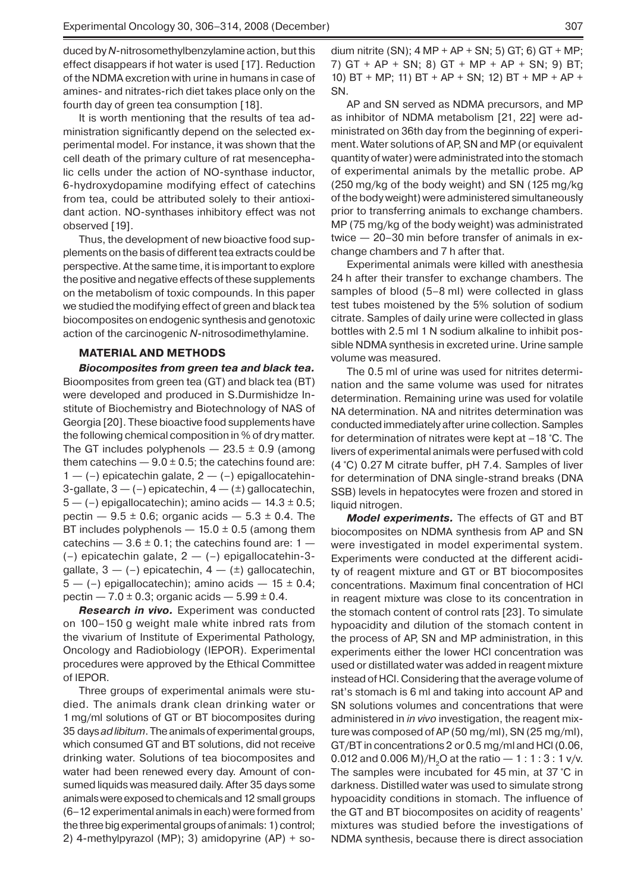duced by *N*-nitrosomethylbenzylamine action, but this effect disappears if hot water is used [17]. Reduction of the NDMA excretion with urine in humans in case of amines- and nitrates-rich diet takes place only on the fourth day of green tea consumption [18].

It is worth mentioning that the results of tea administration significantly depend on the selected experimental model. For instance, it was shown that the cell death of the primary culture of rat mesencephalic cells under the action of NO-synthase inductor, 6-hydroxydopamine modifying effect of catechins from tea, could be attributed solely to their antioxidant action. NO-synthases inhibitory effect was not observed [19].

Thus, the development of new bioactive food supplements on the basis of different tea extracts could be perspective. At the same time, it is important to explore the positive and negative effects of these supplements on the metabolism of toxic compounds. In this paper we studied the modifying effect of green and black tea biocomposites on endogenic synthesis and genotoxic action of the carcinogenic *N*-nitrosodimethylamine.

## MATERIAL AND METHODS

***Biocomposites from green tea and black tea.*** Bioomposites from green tea (GT) and black tea (BT) were developed and produced in S.Durmishidze Institute of Biochemistry and Biotechnology of NAS of Georgia [20]. These bioactive food supplements have the following chemical composition in % of dry matter. The GT includes polyphenols — 23.5 ± 0.9 (among them catechins — 9.0 ± 0.5; the catechins found are: 1 — (–) epicatechin galate, 2 — (–) epigallocatehin-3-gallate, 3 — (–) epicatechin, 4 — (±) gallocatechin, 5 — (–) epigallocatechin); amino acids — 14.3 ± 0.5; pectin — 9.5 ± 0.6; organic acids — 5.3 ± 0.4. The BT includes polyphenols — 15.0 ± 0.5 (among them catechins — 3.6 ± 0.1; the catechins found are: 1 — (–) epicatechin galate, 2 — (–) epigallocatehin-3-gallate, 3 — (–) epicatechin, 4 — (±) gallocatechin, 5 — (–) epigallocatechin); amino acids — 15 ± 0.4; pectin — 7.0 ± 0.3; organic acids — 5.99 ± 0.4.

***Research in vivo.*** Experiment was conducted on 100–150 g weight male white inbred rats from the vivarium of Institute of Experimental Pathology, Oncology and Radiobiology (IEPOR). Experimental procedures were approved by the Ethical Committee of IEPOR.

Three groups of experimental animals were studied. The animals drank clean drinking water or 1 mg/ml solutions of GT or BT biocomposites during 35 days *ad libitum*. The animals of experimental groups, which consumed GT and BT solutions, did not receive drinking water. Solutions of tea biocomposites and water had been renewed every day. Amount of consumed liquids was measured daily. After 35 days some animals were exposed to chemicals and 12 small groups (6–12 experimental animals in each) were formed from the three big experimental groups of animals: 1) control; 2) 4-methylpyrazol (MP); 3) amidopyrine (AP) + sodium nitrite (SN); 4 MP + AP + SN; 5) GT; 6) GT + MP; 7) GT + AP + SN; 8) GT + MP + AP + SN; 9) BT; 10) BT + MP; 11) BT + AP + SN; 12) BT + MP + AP + SN.

AP and SN served as NDMA precursors, and MP as inhibitor of NDMA metabolism [21, 22] were administered on 36th day from the beginning of experiment. Water solutions of AP, SN and MP (or equivalent quantity of water) were administrated into the stomach of experimental animals by the metallic probe. AP (250 mg/kg of the body weight) and SN (125 mg/kg of the body weight) were administered simultaneously prior to transferring animals to exchange chambers. MP (75 mg/kg of the body weight) was administrated twice — 20–30 min before transfer of animals in exchange chambers and 7 h after that.

Experimental animals were killed with anesthesia 24 h after their transfer to exchange chambers. The samples of blood (5–8 ml) were collected in glass test tubes moistened by the 5% solution of sodium citrate. Samples of daily urine were collected in glass bottles with 2.5 ml 1 N sodium alkaline to inhibit possible NDMA synthesis in excreted urine. Urine sample volume was measured.

The 0.5 ml of urine was used for nitrites determination and the same volume was used for nitrates determination. Remaining urine was used for volatile NA determination. NA and nitrites determination was conducted immediately after urine collection. Samples for determination of nitrates were kept at –18 °C. The livers of experimental animals were perfused with cold (4 °C) 0.27 M citrate buffer, pH 7.4. Samples of liver for determination of DNA single-strand breaks (DNA SSB) levels in hepatocytes were frozen and stored in liquid nitrogen.

***Model experiments.*** The effects of GT and BT biocomposites on NDMA synthesis from AP and SN were investigated in model experimental system. Experiments were conducted at the different acidity of reagent mixture and GT or BT biocomposites concentrations. Maximum final concentration of HCl in reagent mixture was close to its concentration in the stomach content of control rats [23]. To simulate hypoacidity and dilution of the stomach content in the process of AP, SN and MP administration, in this experiments either the lower HCl concentration was used or distillated water was added in reagent mixture instead of HCl. Considering that the average volume of rat's stomach is 6 ml and taking into account AP and SN solutions volumes and concentrations that were administered in *in vivo* investigation, the reagent mixture was composed of AP (50 mg/ml), SN (25 mg/ml), GT/BT in concentrations 2 or 0.5 mg/ml and HCl (0.06, 0.012 and 0.006 M)/$H_2O$ at the ratio — 1 : 1 : 3 : 1 v/v. The samples were incubated for 45 min, at 37 °C in darkness. Distilled water was used to simulate strong hypoacidity conditions in stomach. The influence of the GT and BT biocomposites on acidity of reagents' mixtures was studied before the investigations of NDMA synthesis, because there is direct association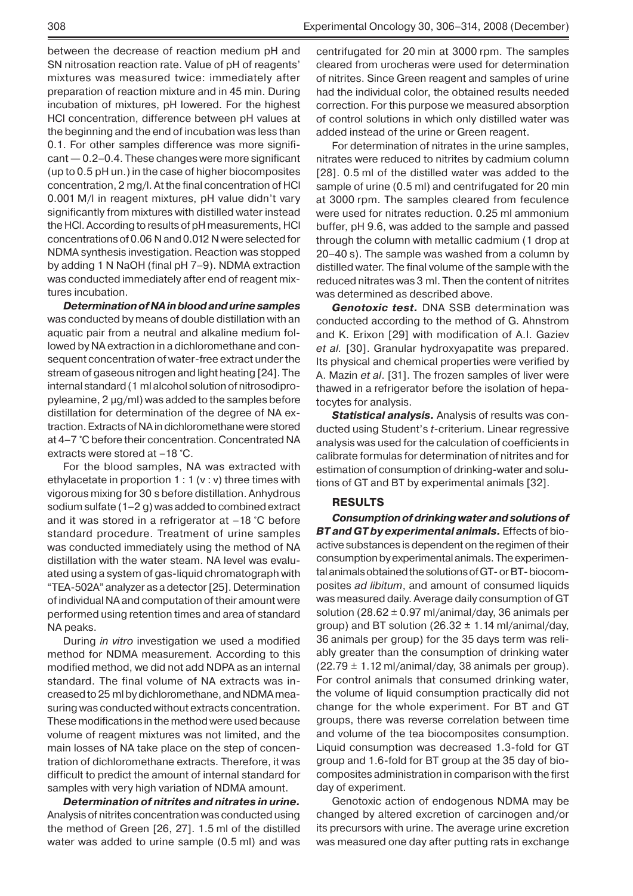between the decrease of reaction medium pH and SN nitrosation reaction rate. Value of pH of reagents' mixtures was measured twice: immediately after preparation of reaction mixture and in 45 min. During incubation of mixtures, pH lowered. For the highest HCl concentration, difference between pH values at the beginning and the end of incubation was less than 0.1. For other samples difference was more significant — 0.2–0.4. These changes were more significant (up to 0.5 pH un.) in the case of higher biocomposites concentration, 2 mg/l. At the final concentration of HCl 0.001 M/l in reagent mixtures, pH value didn't vary significantly from mixtures with distilled water instead the HCl. According to results of pH measurements, HCl concentrations of 0.06 N and 0.012 N were selected for NDMA synthesis investigation. Reaction was stopped by adding 1 N NaOH (final pH 7–9). NDMA extraction was conducted immediately after end of reagent mixtures incubation.

***Determination of NA in blood and urine samples*** was conducted by means of double distillation with an aquatic pair from a neutral and alkaline medium followed by NA extraction in a dichloromethane and consequent concentration of water-free extract under the stream of gaseous nitrogen and light heating [24]. The internal standard (1 ml alcohol solution of nitrosodipropyleamine, 2 µg/ml) was added to the samples before distillation for determination of the degree of NA extraction. Extracts of NA in dichloromethane were stored at 4–7 °C before their concentration. Concentrated NA extracts were stored at –18 °C.

For the blood samples, NA was extracted with ethylacetate in proportion 1 : 1 (v : v) three times with vigorous mixing for 30 s before distillation. Anhydrous sodium sulfate (1–2 g) was added to combined extract and it was stored in a refrigerator at –18 °C before standard procedure. Treatment of urine samples was conducted immediately using the method of NA distillation with the water steam. NA level was evaluated using a system of gas-liquid chromatograph with "TEA-502A" analyzer as a detector [25]. Determination of individual NA and computation of their amount were performed using retention times and area of standard NA peaks.

During *in vitro* investigation we used a modified method for NDMA measurement. According to this modified method, we did not add NDPA as an internal standard. The final volume of NA extracts was increased to 25 ml by dichloromethane, and NDMA measuring was conducted without extracts concentration. These modifications in the method were used because volume of reagent mixtures was not limited, and the main losses of NA take place on the step of concentration of dichloromethane extracts. Therefore, it was difficult to predict the amount of internal standard for samples with very high variation of NDMA amount.

***Determination of nitrites and nitrates in urine.*** Analysis of nitrites concentration was conducted using the method of Green [26, 27]. 1.5 ml of the distilled water was added to urine sample (0.5 ml) and was centrifugated for 20 min at 3000 rpm. The samples cleared from urocheras were used for determination of nitrites. Since Green reagent and samples of urine had the individual color, the obtained results needed correction. For this purpose we measured absorption of control solutions in which only distilled water was added instead of the urine or Green reagent.

For determination of nitrates in the urine samples, nitrates were reduced to nitrites by cadmium column [28]. 0.5 ml of the distilled water was added to the sample of urine (0.5 ml) and centrifugated for 20 min at 3000 rpm. The samples cleared from feculence were used for nitrates reduction. 0.25 ml ammonium buffer, pH 9.6, was added to the sample and passed through the column with metallic cadmium (1 drop at 20–40 s). The sample was washed from a column by distilled water. The final volume of the sample with the reduced nitrates was 3 ml. Then the content of nitrites was determined as described above.

***Genotoxic test.*** DNA SSB determination was conducted according to the method of G. Ahnstrom and K. Erixon [29] with modification of A.I. Gaziev *et al.* [30]. Granular hydroxyapatite was prepared. Its physical and chemical properties were verified by A. Mazin *et al*. [31]. The frozen samples of liver were thawed in a refrigerator before the isolation of hepatocytes for analysis.

***Statistical analysis.*** Analysis of results was conducted using Student's *t*-criterium. Linear regressive analysis was used for the calculation of coefficients in calibrate formulas for determination of nitrites and for estimation of consumption of drinking-water and solutions of GT and BT by experimental animals [32].

## RESULTS

***Consumption of drinking water and solutions of BT and GT by experimental animals.*** Effects of bioactive substances is dependent on the regimen of their consumption by experimental animals. The experimental animals obtained the solutions of GT- or BT-biocomposites *ad libitum*, and amount of consumed liquids was measured daily. Average daily consumption of GT solution (28.62 ± 0.97 ml/animal/day, 36 animals per group) and BT solution (26.32 ± 1.14 ml/animal/day, 36 animals per group) for the 35 days term was reliably greater than the consumption of drinking water (22.79 ± 1.12 ml/animal/day, 38 animals per group). For control animals that consumed drinking water, the volume of liquid consumption practically did not change for the whole experiment. For BT and GT groups, there was reverse correlation between time and volume of the tea biocomposites consumption. Liquid consumption was decreased 1.3-fold for GT group and 1.6-fold for BT group at the 35 day of biocomposites administration in comparison with the first day of experiment.

Genotoxic action of endogenous NDMA may be changed by altered excretion of carcinogen and/or its precursors with urine. The average urine excretion was measured one day after putting rats in exchange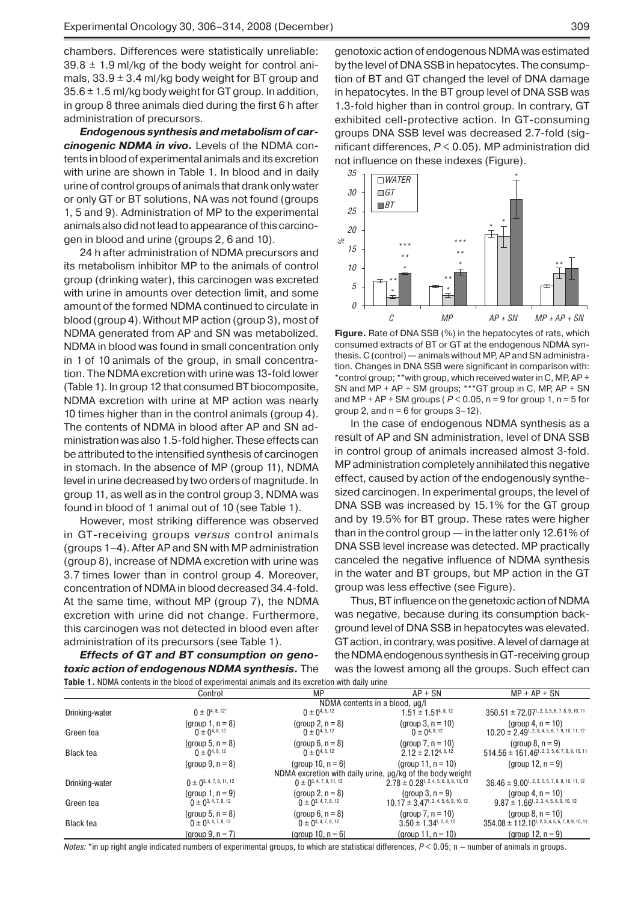chambers. Differences were statistically unreliable: 39.8 ± 1.9 ml/kg of the body weight for control animals, 33.9 ± 3.4 ml/kg body weight for BT group and 35.6 ± 1.5 ml/kg body weight for GT group. In addition, in group 8 three animals died during the first 6 h after administration of precursors.

***Endogenous synthesis and metabolism of carcinogenic NDMA in vivo.*** Levels of the NDMA contents in blood of experimental animals and its excretion with urine are shown in Table 1. In blood and in daily urine of control groups of animals that drank only water or only GT or BT solutions, NA was not found (groups 1, 5 and 9). Administration of MP to the experimental animals also did not lead to appearance of this carcinogen in blood and urine (groups 2, 6 and 10).

24 h after administration of NDMA precursors and its metabolism inhibitor MP to the animals of control group (drinking water), this carcinogen was excreted with urine in amounts over detection limit, and some amount of the formed NDMA continued to circulate in blood (group 4). Without MP action (group 3), most of NDMA generated from AP and SN was metabolized. NDMA in blood was found in small concentration only in 1 of 10 animals of the group, in small concentration. The NDMA excretion with urine was 13-fold lower (Table 1). In group 12 that consumed BT biocomposite, NDMA excretion with urine at MP action was nearly 10 times higher than in the control animals (group 4). The contents of NDMA in blood after AP and SN administration was also 1.5-fold higher. These effects can be attributed to the intensified synthesis of carcinogen in stomach. In the absence of MP (group 11), NDMA level in urine decreased by two orders of magnitude. In group 11, as well as in the control group 3, NDMA was found in blood of 1 animal out of 10 (see Table 1).

However, most striking difference was observed in GT-receiving groups *versus* control animals (groups 1–4). After AP and SN with MP administration (group 8), increase of NDMA excretion with urine was 3.7 times lower than in control group 4. Moreover, concentration of NDMA in blood decreased 34.4-fold. At the same time, without MP (group 7), the NDMA excretion with urine did not change. Furthermore, this carcinogen was not detected in blood even after administration of its precursors (see Table 1).

***Effects of GT and BT consumption on genotoxic action of endogenous NDMA synthesis.*** The genotoxic action of endogenous NDMA was estimated by the level of DNA SSB in hepatocytes. The consumption of BT and GT changed the level of DNA damage in hepatocytes. In the BT group level of DNA SSB was 1.3-fold higher than in control group. In contrary, GT exhibited cell-protective action. In GT-consuming groups DNA SSB level was decreased 2.7-fold (significant differences, $P < 0.05$). MP administration did not influence on these indexes (Figure).

**Figure.** Rate of DNA SSB (%) in the hepatocytes of rats, which consumed extracts of BT or GT at the endogenous NDMA synthesis. C (control) — animals without MP, AP and SN administration. Changes in DNA SSB were significant in comparison with: *control group; **with group, which received water in C, MP, AP + SN and MP + AP + SM groups; ***GT group in C, MP, AP + SN and MP + AP + SM groups ($P < 0.05$, n = 9 for group 1, n = 5 for group 2, and n = 6 for groups 3–12).

In the case of endogenous NDMA synthesis as a result of AP and SN administration, level of DNA SSB in control group of animals increased almost 3-fold. MP administration completely annihilated this negative effect, caused by action of the endogenously synthesized carcinogen. In experimental groups, the level of DNA SSB was increased by 15.1% for the GT group and by 19.5% for BT group. These rates were higher than in the control group — in the latter only 12.61% of DNA SSB level increase was detected. MP practically canceled the negative influence of NDMA synthesis in the water and BT groups, but MP action in the GT group was less effective (see Figure).

Thus, BT influence on the genetoxic action of NDMA was negative, because during its consumption background level of DNA SSB in hepatocytes was elevated. GT action, in contrary, was positive. A level of damage at the NDMA endogenous synthesis in GT-receiving group was the lowest among all the groups. Such effect can

**Table 1.** NDMA contents in the blood of experimental animals and its excretion with daily urine

| | Control | MP | AP + SN | MP + AP + SN |
|---|---|---|---|---|
| | NDMA contents in a blood, μg/l | | | |
| Drinking-water | 0 ± 0[4, 8, 12*] (group 1, n = 8) | 0 ± 0[4, 8, 12] (group 2, n = 8) | 1.51 ± 1.51[4, 8, 12] (group 3, n = 10) | 350.51 ± 72.07[1, 2, 3, 5, 6, 7, 8, 9, 10, 11] (group 4, n = 10) |
| Green tea | 0 ± 0[4, 8, 12] (group 5, n = 8) | 0 ± 0[4, 8, 12] (group 6, n = 8) | 0 ± 0[4, 8, 12] (group 7, n = 10) | 10.20 ± 2.49[1, 2, 3, 4, 5, 6, 7, 9, 10, 11, 12] (group 8, n = 9) |
| Black tea | 0 ± 0[4, 8, 12] (group 9, n = 8) | 0 ± 0[4, 8, 12] (group 10, n = 6) | 2.12 ± 2.12[4, 8, 12] (group 11, n = 10) | 514.56 ± 161.46[1, 2, 3, 5, 6, 7, 8, 9, 10, 11] (group 12, n = 9) |
| | NDMA excretion with daily urine, μg/kg of the body weight | | | |
| Drinking-water | 0 ± 0[3, 4, 7, 8, 11, 12] (group 1, n = 9) | 0 ± 0[3, 4, 7, 8, 11, 12] (group 2, n = 8) | 2.78 ± 0.28[1, 2, 4, 5, 6, 8, 9, 10, 12] (group 3, n = 9) | 36.46 ± 9.00[1, 2, 3, 5, 6, 7, 8, 9, 10, 11, 12] (group 4, n = 10) |
| Green tea | 0 ± 0[3, 4, 7, 8, 12] (group 5, n = 8) | 0 ± 0[3, 4, 7, 8, 12] (group 6, n = 8) | 10.17 ± 3.47[1, 2, 4, 5, 6, 9, 10, 12] (group 7, n = 10) | 9.87 ± 1.66[1, 2, 3, 4, 5, 6, 9, 10, 12] (group 8, n = 10) |
| Black tea | 0 ± 0[3, 4, 7, 8, 12] (group 9, n = 7) | 0 ± 0[3, 4, 7, 8, 12] (group 10, n = 6) | 3.50 ± 1.34[1, 2, 4, 12] (group 11, n = 10) | 354.08 ± 112.10[1, 2, 3, 4, 5, 6, 7, 8, 9, 10, 11] (group 12, n = 9) |

*Notes:* *in up right angle indicated numbers of experimental groups, to which are statistical differences, $P < 0.05$; n – number of animals in groups.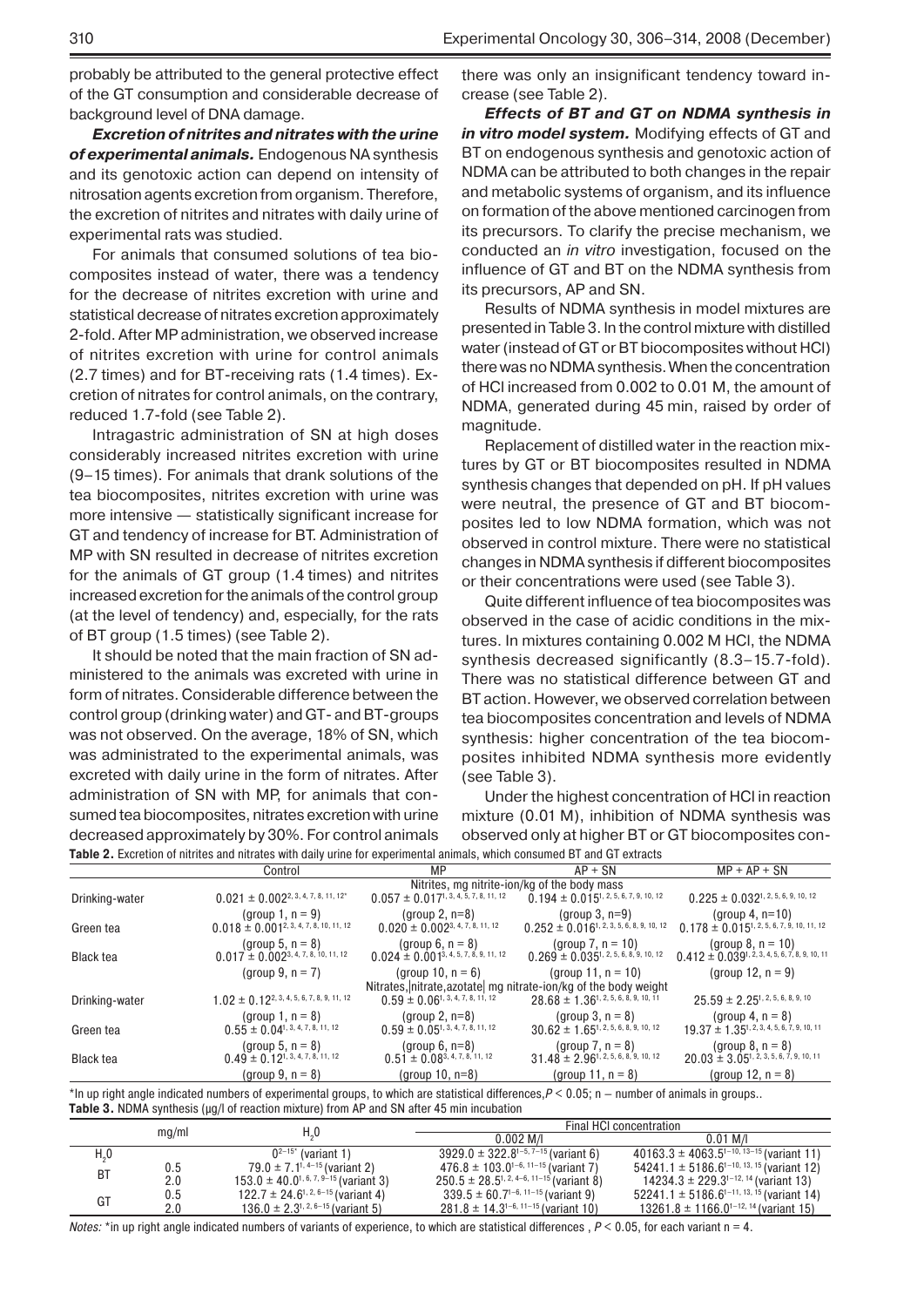probably be attributed to the general protective effect of the GT consumption and considerable decrease of background level of DNA damage.

***Excretion of nitrites and nitrates with the urine of experimental animals.*** Endogenous NA synthesis and its genotoxic action can depend on intensity of nitrosation agents excretion from organism. Therefore, the excretion of nitrites and nitrates with daily urine of experimental rats was studied.

For animals that consumed solutions of tea biocomposites instead of water, there was a tendency for the decrease of nitrites excretion with urine and statistical decrease of nitrates excretion approximately 2-fold. After MP administration, we observed increase of nitrites excretion with urine for control animals (2.7 times) and for BT-receiving rats (1.4 times). Excretion of nitrates for control animals, on the contrary, reduced 1.7-fold (see Table 2).

Intragastric administration of SN at high doses considerably increased nitrites excretion with urine (9–15 times). For animals that drank solutions of the tea biocomposites, nitrites excretion with urine was more intensive — statistically significant increase for GT and tendency of increase for BT. Administration of MP with SN resulted in decrease of nitrites excretion for the animals of GT group (1.4 times) and nitrites increased excretion for the animals of the control group (at the level of tendency) and, especially, for the rats of BT group (1.5 times) (see Table 2).

It should be noted that the main fraction of SN administered to the animals was excreted with urine in form of nitrates. Considerable difference between the control group (drinking water) and GT- and BT-groups was not observed. On the average, 18% of SN, which was administrated to the experimental animals, was excreted with daily urine in the form of nitrates. After administration of SN with MP, for animals that consumed tea biocomposites, nitrates excretion with urine decreased approximately by 30%. For control animals there was only an insignificant tendency toward increase (see Table 2).

***Effects of BT and GT on NDMA synthesis in in vitro model system.*** Modifying effects of GT and BT on endogenous synthesis and genotoxic action of NDMA can be attributed to both changes in the repair and metabolic systems of organism, and its influence on formation of the above mentioned carcinogen from its precursors. To clarify the precise mechanism, we conducted an *in vitro* investigation, focused on the influence of GT and BT on the NDMA synthesis from its precursors, AP and SN.

Results of NDMA synthesis in model mixtures are presented in Table 3. In the control mixture with distilled water (instead of GT or BT biocomposites without HCl) there was no NDMA synthesis. When the concentration of HCl increased from 0.002 to 0.01 M, the amount of NDMA, generated during 45 min, raised by order of magnitude.

Replacement of distilled water in the reaction mixtures by GT or BT biocomposites resulted in NDMA synthesis changes that depended on pH. If pH values were neutral, the presence of GT and BT biocomposites led to low NDMA formation, which was not observed in control mixture. There were no statistical changes in NDMA synthesis if different biocomposites or their concentrations were used (see Table 3).

Quite different influence of tea biocomposites was observed in the case of acidic conditions in the mixtures. In mixtures containing 0.002 M HCl, the NDMA synthesis decreased significantly (8.3–15.7-fold). There was no statistical difference between GT and BT action. However, we observed correlation between tea biocomposites concentration and levels of NDMA synthesis: higher concentration of the tea biocomposites inhibited NDMA synthesis more evidently (see Table 3).

Under the highest concentration of HCl in reaction mixture (0.01 M), inhibition of NDMA synthesis was observed only at higher BT or GT biocomposites con-

**Table 2.** Excretion of nitrites and nitrates with daily urine for experimental animals, which consumed BT and GT extracts

| | Control | MP | AP + SN | MP + AP + SN |
|---|---|---|---|---|
| | Nitrites, mg nitrite-ion/kg of the body mass | | | |
| Drinking-water | 0.021 ± 0.002[2, 3, 4, 7, 8, 11, 12*] (group 1, n = 9) | 0.057 ± 0.017[1, 3, 4, 5, 7, 8, 11, 12] (group 2, n=8) | 0.194 ± 0.015[1, 2, 5, 6, 7, 9, 10, 12] (group 3, n=9) | 0.225 ± 0.032[1, 2, 5, 6, 9, 10, 12] (group 4, n=10) |
| Green tea | 0.018 ± 0.001[2, 3, 4, 7, 8, 10, 11, 12] (group 5, n = 8) | 0.020 ± 0.002[3, 4, 7, 8, 11, 12] (group 6, n = 8) | 0.252 ± 0.016[1, 2, 3, 5, 6, 8, 9, 10, 12] (group 7, n = 10) | 0.178 ± 0.015[1, 2, 5, 6, 7, 9, 10, 11, 12] (group 8, n = 10) |
| Black tea | 0.017 ± 0.002[3, 4, 7, 8, 10, 11, 12] (group 9, n = 7) | 0.024 ± 0.001[3, 4, 5, 7, 8, 9, 11, 12] (group 10, n = 6) | 0.269 ± 0.035[1, 2, 5, 6, 8, 9, 10, 12] (group 11, n = 10) | 0.412 ± 0.039[1, 2, 3, 4, 5, 6, 7, 8, 9, 10, 11] (group 12, n = 9) |
| | Nitrates, \|nitrate, azotate\| mg nitrate-ion/kg of the body weight | | | |
| Drinking-water | 1.02 ± 0.12[2, 3, 4, 5, 6, 7, 8, 9, 11, 12] (group 1, n = 8) | 0.59 ± 0.06[1, 3, 4, 7, 8, 11, 12] (group 2, n=8) | 28.68 ± 1.36[1, 2, 5, 6, 8, 9, 10, 11] (group 3, n = 8) | 25.59 ± 2.25[1, 2, 5, 6, 8, 9, 10] (group 4, n = 8) |
| Green tea | 0.55 ± 0.04[1, 3, 4, 7, 8, 11, 12] (group 5, n = 8) | 0.59 ± 0.05[1, 3, 4, 7, 8, 11, 12] (group 6, n=8) | 30.62 ± 1.65[1, 2, 5, 6, 8, 9, 10, 12] (group 7, n = 8) | 19.37 ± 1.35[1, 2, 3, 4, 5, 6, 7, 9, 10, 11] (group 8, n = 8) |
| Black tea | 0.49 ± 0.12[1, 3, 4, 7, 8, 11, 12] (group 9, n = 8) | 0.51 ± 0.08[3, 4, 7, 8, 11, 12] (group 10, n=8) | 31.48 ± 2.96[1, 2, 5, 6, 8, 9, 10, 12] (group 11, n = 8) | 20.03 ± 3.05[1, 2, 3, 5, 6, 7, 9, 10, 11] (group 12, n = 8) |

*In up right angle indicated numbers of experimental groups, to which are statistical differences, $P < 0.05$; n – number of animals in groups..

**Table 3.** NDMA synthesis (µg/l of reaction mixture) from AP and SN after 45 min incubation

| | mg/ml | $H_2O$ | Final HCl concentration 0.002 M/l | Final HCl concentration 0.01 M/l |
|---|---|---|---|---|
| $H_2O$ | | 0[2–15*] (variant 1) | 3929.0 ± 322.8[1–5, 7–15] (variant 6) | 40163.3 ± 4063.5[1–10, 13–15] (variant 11) |
| BT | 0.5 | 79.0 ± 7.1[1, 4–15] (variant 2) | 476.8 ± 103.0[1–6, 11–15] (variant 7) | 54241.1 ± 5186.6[1–10, 13, 15] (variant 12) |
| | 2.0 | 153.0 ± 40.0[1, 6, 7, 9–15] (variant 3) | 250.5 ± 28.5[1, 2, 4–6, 11–15] (variant 8) | 14234.3 ± 229.3[1–12, 14] (variant 13) |
| GT | 0.5 | 122.7 ± 24.6[1, 2, 6–15] (variant 4) | 339.5 ± 60.7[1–6, 11–15] (variant 9) | 52241.1 ± 5186.6[1–11, 13, 15] (variant 14) |
| | 2.0 | 136.0 ± 2.3[1, 2, 6–15] (variant 5) | 281.8 ± 14.3[1–6, 11–15] (variant 10) | 13261.8 ± 1166.0[1–12, 14] (variant 15) |

*Notes:* *in up right angle indicated numbers of variants of experience, to which are statistical differences , $P < 0.05$, for each variant n = 4.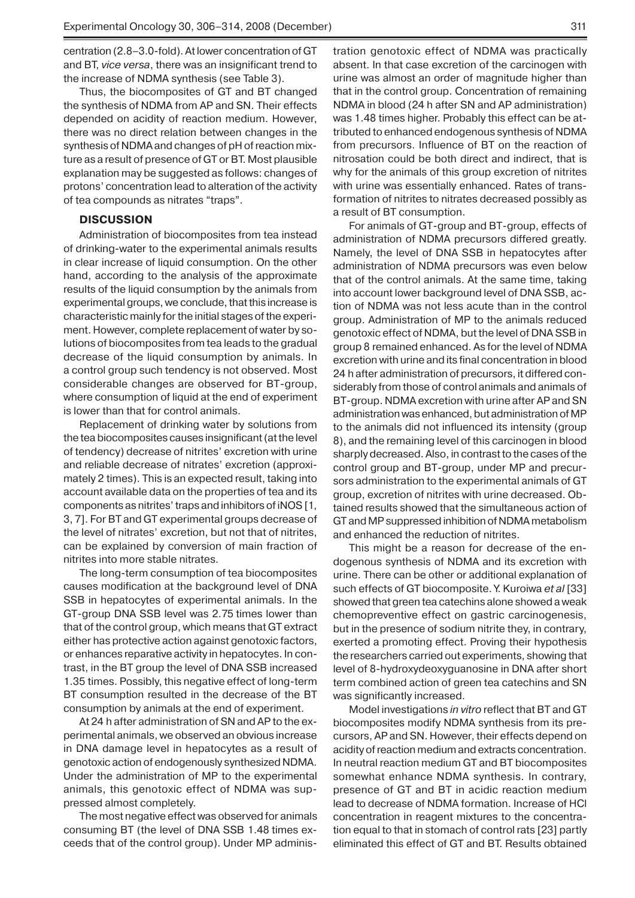centration (2.8–3.0-fold). At lower concentration of GT and BT, *vice versa*, there was an insignificant trend to the increase of NDMA synthesis (see Table 3).

Thus, the biocomposites of GT and BT changed the synthesis of NDMA from AP and SN. Their effects depended on acidity of reaction medium. However, there was no direct relation between changes in the synthesis of NDMA and changes of pH of reaction mixture as a result of presence of GT or BT. Most plausible explanation may be suggested as follows: changes of protons' concentration lead to alteration of the activity of tea compounds as nitrates "traps".

## DISCUSSION

Administration of biocomposites from tea instead of drinking-water to the experimental animals results in clear increase of liquid consumption. On the other hand, according to the analysis of the approximate results of the liquid consumption by the animals from experimental groups, we conclude, that this increase is characteristic mainly for the initial stages of the experiment. However, complete replacement of water by solutions of biocomposites from tea leads to the gradual decrease of the liquid consumption by animals. In a control group such tendency is not observed. Most considerable changes are observed for BT-group, where consumption of liquid at the end of experiment is lower than that for control animals.

Replacement of drinking water by solutions from the tea biocomposites causes insignificant (at the level of tendency) decrease of nitrites' excretion with urine and reliable decrease of nitrates' excretion (approximately 2 times). This is an expected result, taking into account available data on the properties of tea and its components as nitrites' traps and inhibitors of iNOS [1, 3, 7]. For BT and GT experimental groups decrease of the level of nitrates' excretion, but not that of nitrites, can be explained by conversion of main fraction of nitrites into more stable nitrates.

The long-term consumption of tea biocomposites causes modification at the background level of DNA SSB in hepatocytes of experimental animals. In the GT-group DNA SSB level was 2.75 times lower than that of the control group, which means that GT extract either has protective action against genotoxic factors, or enhances reparative activity in hepatocytes. In contrast, in the BT group the level of DNA SSB increased 1.35 times. Possibly, this negative effect of long-term BT consumption resulted in the decrease of the BT consumption by animals at the end of experiment.

At 24 h after administration of SN and AP to the experimental animals, we observed an obvious increase in DNA damage level in hepatocytes as a result of genotoxic action of endogenously synthesized NDMA. Under the administration of MP to the experimental animals, this genotoxic effect of NDMA was suppressed almost completely.

The most negative effect was observed for animals consuming BT (the level of DNA SSB 1.48 times exceeds that of the control group). Under MP administration genotoxic effect of NDMA was practically absent. In that case excretion of the carcinogen with urine was almost an order of magnitude higher than that in the control group. Concentration of remaining NDMA in blood (24 h after SN and AP administration) was 1.48 times higher. Probably this effect can be attributed to enhanced endogenous synthesis of NDMA from precursors. Influence of BT on the reaction of nitrosation could be both direct and indirect, that is why for the animals of this group excretion of nitrites with urine was essentially enhanced. Rates of transformation of nitrites to nitrates decreased possibly as a result of BT consumption.

For animals of GT-group and BT-group, effects of administration of NDMA precursors differed greatly. Namely, the level of DNA SSB in hepatocytes after administration of NDMA precursors was even below that of the control animals. At the same time, taking into account lower background level of DNA SSB, action of NDMA was not less acute than in the control group. Administration of MP to the animals reduced genotoxic effect of NDMA, but the level of DNA SSB in group 8 remained enhanced. As for the level of NDMA excretion with urine and its final concentration in blood 24 h after administration of precursors, it differed considerably from those of control animals and animals of BT-group. NDMA excretion with urine after AP and SN administration was enhanced, but administration of MP to the animals did not influenced its intensity (group 8), and the remaining level of this carcinogen in blood sharply decreased. Also, in contrast to the cases of the control group and BT-group, under MP and precursors administration to the experimental animals of GT group, excretion of nitrites with urine decreased. Obtained results showed that the simultaneous action of GT and MP suppressed inhibition of NDMA metabolism and enhanced the reduction of nitrites.

This might be a reason for decrease of the endogenous synthesis of NDMA and its excretion with urine. There can be other or additional explanation of such effects of GT biocomposite. Y. Kuroiwa *et al* [33] showed that green tea catechins alone showed a weak chemopreventive effect on gastric carcinogenesis, but in the presence of sodium nitrite they, in contrary, exerted a promoting effect. Proving their hypothesis the researchers carried out experiments, showing that level of 8-hydroxydeoxyguanosine in DNA after short term combined action of green tea catechins and SN was significantly increased.

Model investigations *in vitro* reflect that BT and GT biocomposites modify NDMA synthesis from its precursors, AP and SN. However, their effects depend on acidity of reaction medium and extracts concentration. In neutral reaction medium GT and BT biocomposites somewhat enhance NDMA synthesis. In contrary, presence of GT and BT in acidic reaction medium lead to decrease of NDMA formation. Increase of HCl concentration in reagent mixtures to the concentration equal to that in stomach of control rats [23] partly eliminated this effect of GT and BT. Results obtained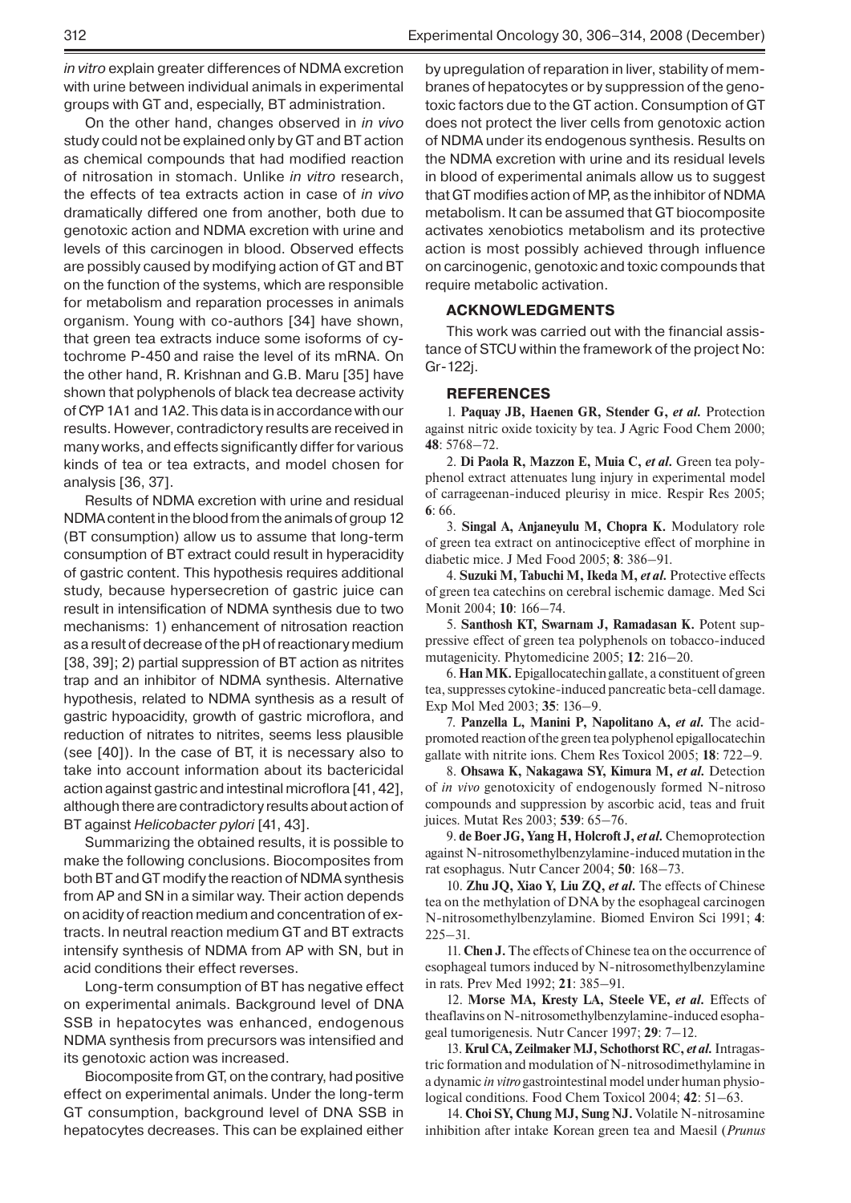*in vitro* explain greater differences of NDMA excretion with urine between individual animals in experimental groups with GT and, especially, BT administration.

On the other hand, changes observed in *in vivo* study could not be explained only by GT and BT action as chemical compounds that had modified reaction of nitrosation in stomach. Unlike *in vitro* research, the effects of tea extracts action in case of *in vivo* dramatically differed one from another, both due to genotoxic action and NDMA excretion with urine and levels of this carcinogen in blood. Observed effects are possibly caused by modifying action of GT and BT on the function of the systems, which are responsible for metabolism and reparation processes in animals organism. Young with co-authors [34] have shown, that green tea extracts induce some isoforms of cytochrome P-450 and raise the level of its mRNA. On the other hand, R. Krishnan and G.B. Maru [35] have shown that polyphenols of black tea decrease activity of CYP 1A1 and 1A2. This data is in accordance with our results. However, contradictory results are received in many works, and effects significantly differ for various kinds of tea or tea extracts, and model chosen for analysis [36, 37].

Results of NDMA excretion with urine and residual NDMA content in the blood from the animals of group 12 (BT consumption) allow us to assume that long-term consumption of BT extract could result in hyperacidity of gastric content. This hypothesis requires additional study, because hypersecretion of gastric juice can result in intensification of NDMA synthesis due to two mechanisms: 1) enhancement of nitrosation reaction as a result of decrease of the pH of reactionary medium [38, 39]; 2) partial suppression of BT action as nitrites trap and an inhibitor of NDMA synthesis. Alternative hypothesis, related to NDMA synthesis as a result of gastric hypoacidity, growth of gastric microflora, and reduction of nitrates to nitrites, seems less plausible (see [40]). In the case of BT, it is necessary also to take into account information about its bactericidal action against gastric and intestinal microflora [41, 42], although there are contradictory results about action of BT against *Helicobacter pylori* [41, 43].

Summarizing the obtained results, it is possible to make the following conclusions. Biocomposites from both BT and GT modify the reaction of NDMA synthesis from AP and SN in a similar way. Their action depends on acidity of reaction medium and concentration of extracts. In neutral reaction medium GT and BT extracts intensify synthesis of NDMA from AP with SN, but in acid conditions their effect reverses.

Long-term consumption of BT has negative effect on experimental animals. Background level of DNA SSB in hepatocytes was enhanced, endogenous NDMA synthesis from precursors was intensified and its genotoxic action was increased.

Biocomposite from GT, on the contrary, had positive effect on experimental animals. Under the long-term GT consumption, background level of DNA SSB in hepatocytes decreases. This can be explained either by upregulation of reparation in liver, stability of membranes of hepatocytes or by suppression of the genotoxic factors due to the GT action. Consumption of GT does not protect the liver cells from genotoxic action of NDMA under its endogenous synthesis. Results on the NDMA excretion with urine and its residual levels in blood of experimental animals allow us to suggest that GT modifies action of MP, as the inhibitor of NDMA metabolism. It can be assumed that GT biocomposite activates xenobiotics metabolism and its protective action is most possibly achieved through influence on carcinogenic, genotoxic and toxic compounds that require metabolic activation.

## ACKNOWLEDGMENTS

This work was carried out with the financial assistance of STCU within the framework of the project No: Gr-122j.

## REFERENCES

1. **Paquay JB, Haenen GR, Stender G, *et al.*** Protection against nitric oxide toxicity by tea. J Agric Food Chem 2000; **48**: 5768–72.

2. **Di Paola R, Mazzon E, Muia C, *et al.*** Green tea polyphenol extract attenuates lung injury in experimental model of carrageenan-induced pleurisy in mice. Respir Res 2005; **6**: 66.

3. **Singal A, Anjaneyulu M, Chopra K.** Modulatory role of green tea extract on antinociceptive effect of morphine in diabetic mice. J Med Food 2005; **8**: 386–91.

4. **Suzuki M, Tabuchi M, Ikeda M, *et al.*** Protective effects of green tea catechins on cerebral ischemic damage. Med Sci Monit 2004; **10**: 166–74.

5. **Santhosh KT, Swarnam J, Ramadasan K.** Potent suppressive effect of green tea polyphenols on tobacco-induced mutagenicity. Phytomedicine 2005; **12**: 216–20.

6. **Han MK.** Epigallocatechin gallate, a constituent of green tea, suppresses cytokine-induced pancreatic beta-cell damage. Exp Mol Med 2003; **35**: 136–9.

7. **Panzella L, Manini P, Napolitano A, *et al.*** The acid-promoted reaction of the green tea polyphenol epigallocatechin gallate with nitrite ions. Chem Res Toxicol 2005; **18**: 722–9.

8. **Ohsawa K, Nakagawa SY, Kimura M, *et al.*** Detection of *in vivo* genotoxicity of endogenously formed N-nitroso compounds and suppression by ascorbic acid, teas and fruit juices. Mutat Res 2003; **539**: 65–76.

9. **de Boer JG, Yang H, Holcroft J, *et al.*** Chemoprotection against N-nitrosomethylbenzylamine-induced mutation in the rat esophagus. Nutr Cancer 2004; **50**: 168–73.

10. **Zhu JQ, Xiao Y, Liu ZQ, *et al.*** The effects of Chinese tea on the methylation of DNA by the esophageal carcinogen N-nitrosomethylbenzylamine. Biomed Environ Sci 1991; **4**: 225–31.

11. **Chen J.** The effects of Chinese tea on the occurrence of esophageal tumors induced by N-nitrosomethylbenzylamine in rats. Prev Med 1992; **21**: 385–91.

12. **Morse MA, Kresty LA, Steele VE, *et al.*** Effects of theaflavins on N-nitrosomethylbenzylamine-induced esophageal tumorigenesis. Nutr Cancer 1997; **29**: 7–12.

13. **Krul CA, Zeilmaker MJ, Schothorst RC, *et al.*** Intragastric formation and modulation of N-nitrosodimethylamine in a dynamic *in vitro* gastrointestinal model under human physiological conditions. Food Chem Toxicol 2004; **42**: 51–63.

14. **Choi SY, Chung MJ, Sung NJ.** Volatile N-nitrosamine inhibition after intake Korean green tea and Maesil (*Prunus*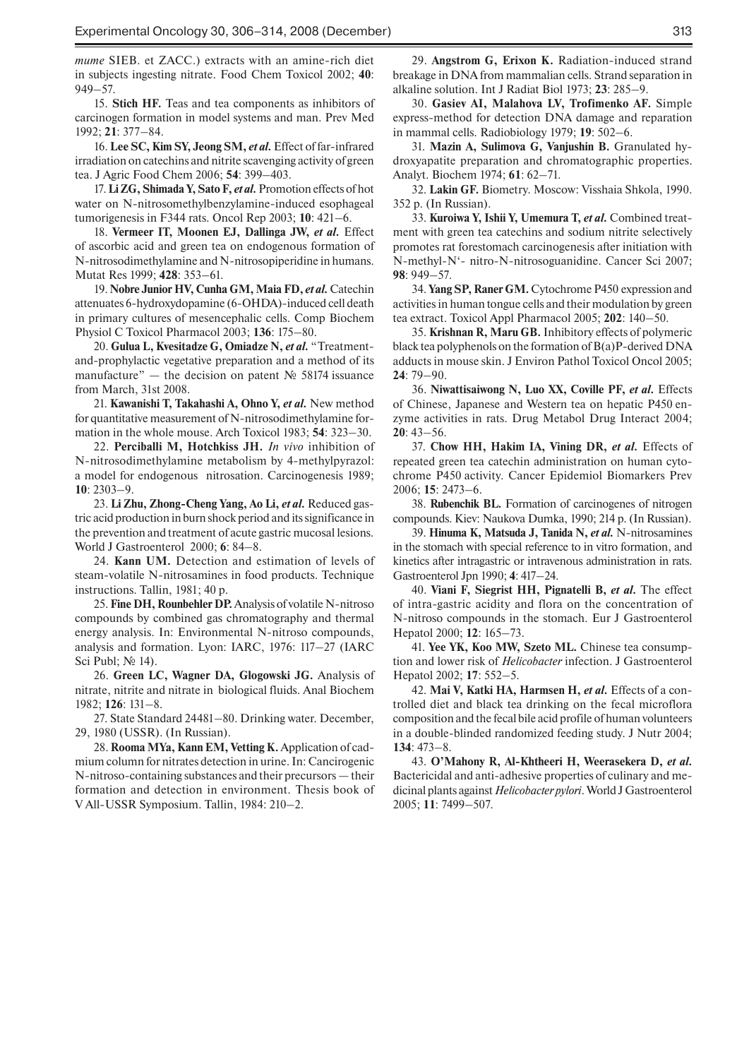*mume* SIEB. et ZACC.) extracts with an amine-rich diet in subjects ingesting nitrate. Food Chem Toxicol 2002; **40**: 949–57.

15. **Stich HF.** Teas and tea components as inhibitors of carcinogen formation in model systems and man. Prev Med 1992; **21**: 377–84.

16. **Lee SC, Kim SY, Jeong SM, *et al.*** Effect of far-infrared irradiation on catechins and nitrite scavenging activity of green tea. J Agric Food Chem 2006; **54**: 399–403.

17. **Li ZG, Shimada Y, Sato F, *et al.*** Promotion effects of hot water on N-nitrosomethylbenzylamine-induced esophageal tumorigenesis in F344 rats. Oncol Rep 2003; **10**: 421–6.

18. **Vermeer IT, Moonen EJ, Dallinga JW, *et al.*** Effect of ascorbic acid and green tea on endogenous formation of N-nitrosodimethylamine and N-nitrosopiperidine in humans. Mutat Res 1999; **428**: 353–61.

19. **Nobre Junior HV, Cunha GM, Maia FD, *et al.*** Catechin attenuates 6-hydroxydopamine (6-OHDA)-induced cell death in primary cultures of mesencephalic cells. Comp Biochem Physiol C Toxicol Pharmacol 2003; **136**: 175–80.

20. **Gulua L, Kvesitadze G, Omiadze N, *et al.*** "Treatment-and-prophylactic vegetative preparation and a method of its manufacture" — the decision on patent № 58174 issuance from March, 31st 2008.

21. **Kawanishi T, Takahashi A, Ohno Y, *et al.*** New method for quantitative measurement of N-nitrosodimethylamine formation in the whole mouse. Arch Toxicol 1983; **54**: 323–30.

22. **Perciballi M, Hotchkiss JH.** *In vivo* inhibition of N-nitrosodimethylamine metabolism by 4-methylpyrazol: a model for endogenous nitrosation. Carcinogenesis 1989; **10**: 2303–9.

23. **Li Zhu, Zhong-Cheng Yang, Ao Li, *et al.*** Reduced gastric acid production in burn shock period and its significance in the prevention and treatment of acute gastric mucosal lesions. World J Gastroenterol 2000; **6**: 84–8.

24. **Kann UM.** Detection and estimation of levels of steam-volatile N-nitrosamines in food products. Technique instructions. Tallin, 1981; 40 p.

25. **Fine DH, Rounbehler DP.** Analysis of volatile N-nitroso compounds by combined gas chromatography and thermal energy analysis. In: Environmental N-nitroso compounds, analysis and formation. Lyon: IARC, 1976: 117–27 (IARC Sci Publ; № 14).

26. **Green LC, Wagner DA, Glogowski JG.** Analysis of nitrate, nitrite and nitrate in biological fluids. Anal Biochem 1982; **126**: 131–8.

27. State Standard 24481–80. Drinking water. December, 29, 1980 (USSR). (In Russian).

28. **Rooma MYa, Kann EM, Vetting K.** Application of cadmium column for nitrates detection in urine. In: Cancirogenic N-nitroso-containing substances and their precursors — their formation and detection in environment. Thesis book of V All-USSR Symposium. Tallin, 1984: 210–2.

29. **Angstrom G, Erixon K.** Radiation-induced strand breakage in DNA from mammalian cells. Strand separation in alkaline solution. Int J Radiat Biol 1973; **23**: 285–9.

30. **Gasiev AI, Malahova LV, Trofimenko AF.** Simple express-method for detection DNA damage and reparation in mammal cells. Radiobiology 1979; **19**: 502–6.

31. **Mazin A, Sulimova G, Vanjushin B.** Granulated hydroxyapatite preparation and chromatographic properties. Analyt. Biochem 1974; **61**: 62–71.

32. **Lakin GF.** Biometry. Moscow: Visshaia Shkola, 1990. 352 p. (In Russian).

33. **Kuroiwa Y, Ishii Y, Umemura T, *et al.*** Combined treatment with green tea catechins and sodium nitrite selectively promotes rat forestomach carcinogenesis after initiation with N-methyl-N'- nitro-N-nitrosoguanidine. Cancer Sci 2007; **98**: 949–57.

34. **Yang SP, Raner GM.** Cytochrome P450 expression and activities in human tongue cells and their modulation by green tea extract. Toxicol Appl Pharmacol 2005; **202**: 140–50.

35. **Krishnan R, Maru GB.** Inhibitory effects of polymeric black tea polyphenols on the formation of B(a)P-derived DNA adducts in mouse skin. J Environ Pathol Toxicol Oncol 2005; **24**: 79–90.

36. **Niwattisaiwong N, Luo XX, Coville PF, *et al.*** Effects of Chinese, Japanese and Western tea on hepatic P450 enzyme activities in rats. Drug Metabol Drug Interact 2004; **20**: 43–56.

37. **Chow HH, Hakim IA, Vining DR, *et al.*** Effects of repeated green tea catechin administration on human cytochrome P450 activity. Cancer Epidemiol Biomarkers Prev 2006; **15**: 2473–6.

38. **Rubenchik BL.** Formation of carcinogenes of nitrogen compounds. Kiev: Naukova Dumka, 1990; 214 p. (In Russian).

39. **Hinuma K, Matsuda J, Tanida N, *et al.*** N-nitrosamines in the stomach with special reference to in vitro formation, and kinetics after intragastric or intravenous administration in rats. Gastroenterol Jpn 1990; **4**: 417–24.

40. **Viani F, Siegrist HH, Pignatelli B, *et al.*** The effect of intra-gastric acidity and flora on the concentration of N-nitroso compounds in the stomach. Eur J Gastroenterol Hepatol 2000; **12**: 165–73.

41. **Yee YK, Koo MW, Szeto ML.** Chinese tea consumption and lower risk of *Helicobacter* infection. J Gastroenterol Hepatol 2002; **17**: 552–5.

42. **Mai V, Katki HA, Harmsen H, *et al.*** Effects of a controlled diet and black tea drinking on the fecal microflora composition and the fecal bile acid profile of human volunteers in a double-blinded randomized feeding study. J Nutr 2004; **134**: 473–8.

43. **O'Mahony R, Al-Khtheeri H, Weerasekera D, *et al.*** Bactericidal and anti-adhesive properties of culinary and medicinal plants against *Helicobacter pylori*. World J Gastroenterol 2005; **11**: 7499–507.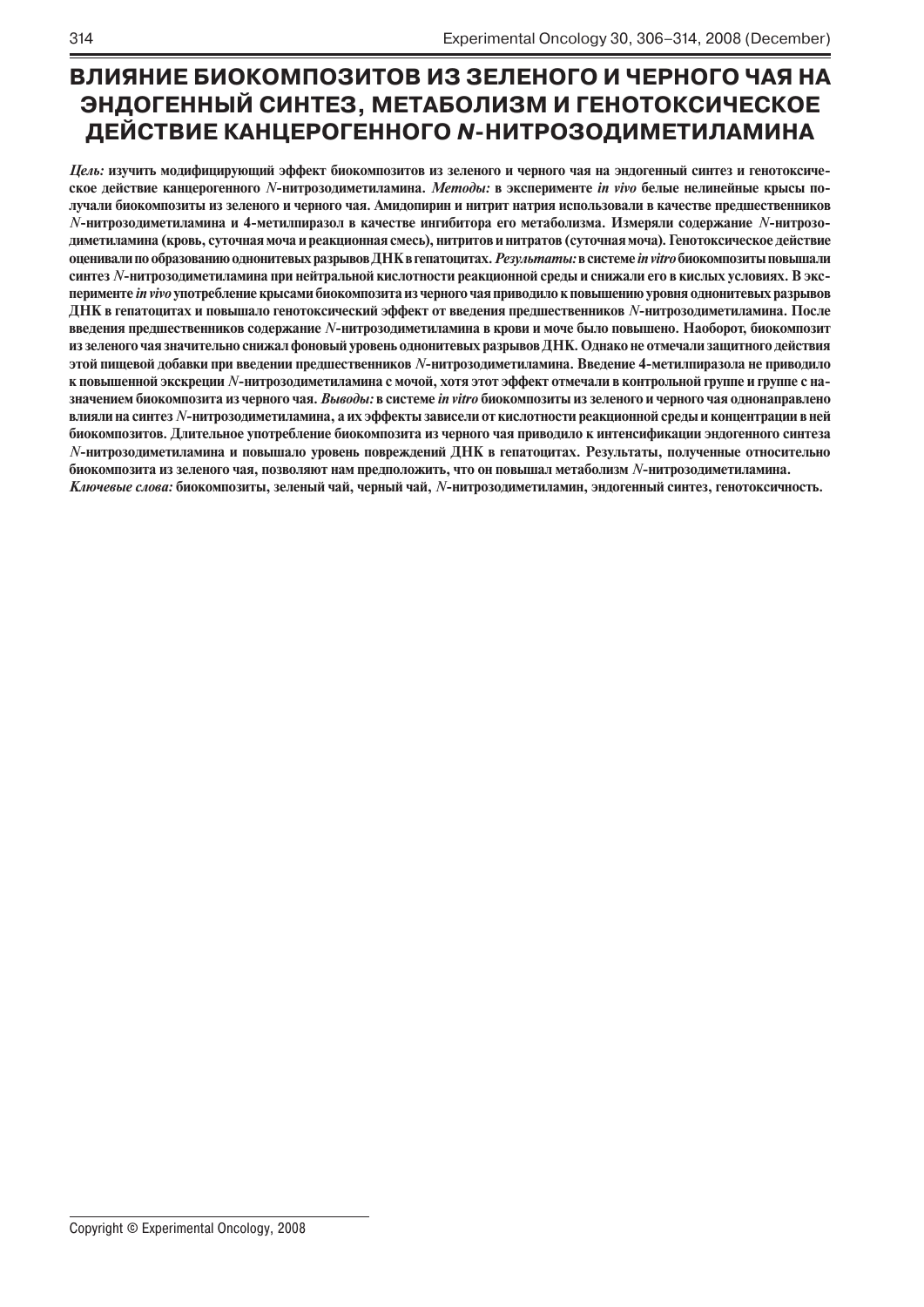# ВЛИЯНИЕ БИОКОМПОЗИТОВ ИЗ ЗЕЛЕНОГО И ЧЕРНОГО ЧАЯ НА ЭНДОГЕННЫЙ СИНТЕЗ, МЕТАБОЛИЗМ И ГЕНОТОКСИЧЕСКОЕ ДЕЙСТВИЕ КАНЦЕРОГЕННОГО *N*-НИТРОЗОДИМЕТИЛАМИНА

***Цель:*** **изучить модифицирующий эффект биокомпозитов из зеленого и черного чая на эндогенный синтез и генотоксическое действие канцерогенного *N*-нитрозодиметиламина.** ***Методы:*** **в эксперименте *in vivo* белые нелинейные крысы получали биокомпозиты из зеленого и черного чая. Амидопирин и нитрит натрия использовали в качестве предшественников *N*-нитрозодиметиламина и 4-метилпиразол в качестве ингибитора его метаболизма. Измеряли содержание *N*-нитрозодиметиламина (кровь, суточная моча и реакционная смесь), нитритов и нитратов (суточная моча). Генотоксическое действие оценивали по образованию однонитевых разрывов ДНК в гепатоцитах.** ***Результаты:*** **в системе *in vitro* биокомпозиты повышали синтез *N*-нитрозодиметиламина при нейтральной кислотности реакционной среды и снижали его в кислых условиях. В эксперименте *in vivo* употребление крысами биокомпозита из черного чая приводило к повышению уровня однонитевых разрывов ДНК в гепатоцитах и повышало генотоксический эффект от введения предшественников *N*-нитрозодиметиламина. После введения предшественников содержание *N*-нитрозодиметиламина в крови и моче было повышено. Наоборот, биокомпозит из зеленого чая значительно снижал фоновый уровень однонитевых разрывов ДНК. Однако не отмечали защитного действия этой пищевой добавки при введении предшественников *N*-нитрозодиметиламина. Введение 4-метилпиразола не приводило к повышенной экскреции *N*-нитрозодиметиламина с мочой, хотя этот эффект отмечали в контрольной группе и группе с назначением биокомпозита из черного чая.** ***Выводы:*** **в системе *in vitro* биокомпозиты из зеленого и черного чая однонаправлено влияли на синтез *N*-нитрозодиметиламина, а их эффекты зависели от кислотности реакционной среды и концентрации в ней биокомпозитов. Длительное употребление биокомпозита из черного чая приводило к интенсификации эндогенного синтеза *N*-нитрозодиметиламина и повышало уровень повреждений ДНК в гепатоцитах. Результаты, полученные относительно биокомпозита из зеленого чая, позволяют нам предположить, что он повышал метаболизм *N*-нитрозодиметиламина.**

***Ключевые слова:*** **биокомпозиты, зеленый чай, черный чай, *N*-нитрозодиметиламин, эндогенный синтез, генотоксичность.**

Copyright © Experimental Oncology, 2008